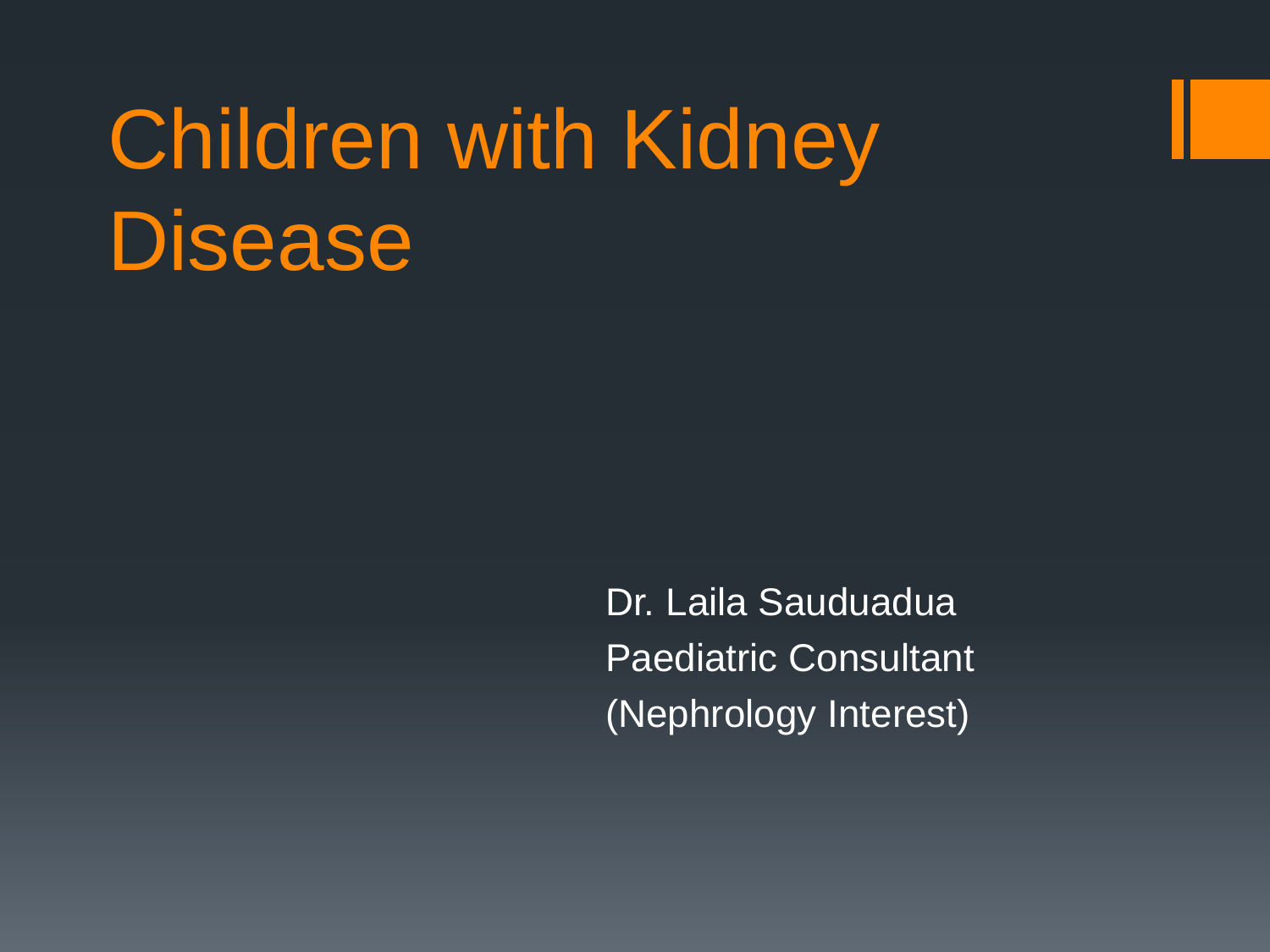# Children with Kidney Disease

Dr. Laila Sauduadua
Paediatric Consultant
(Nephrology Interest)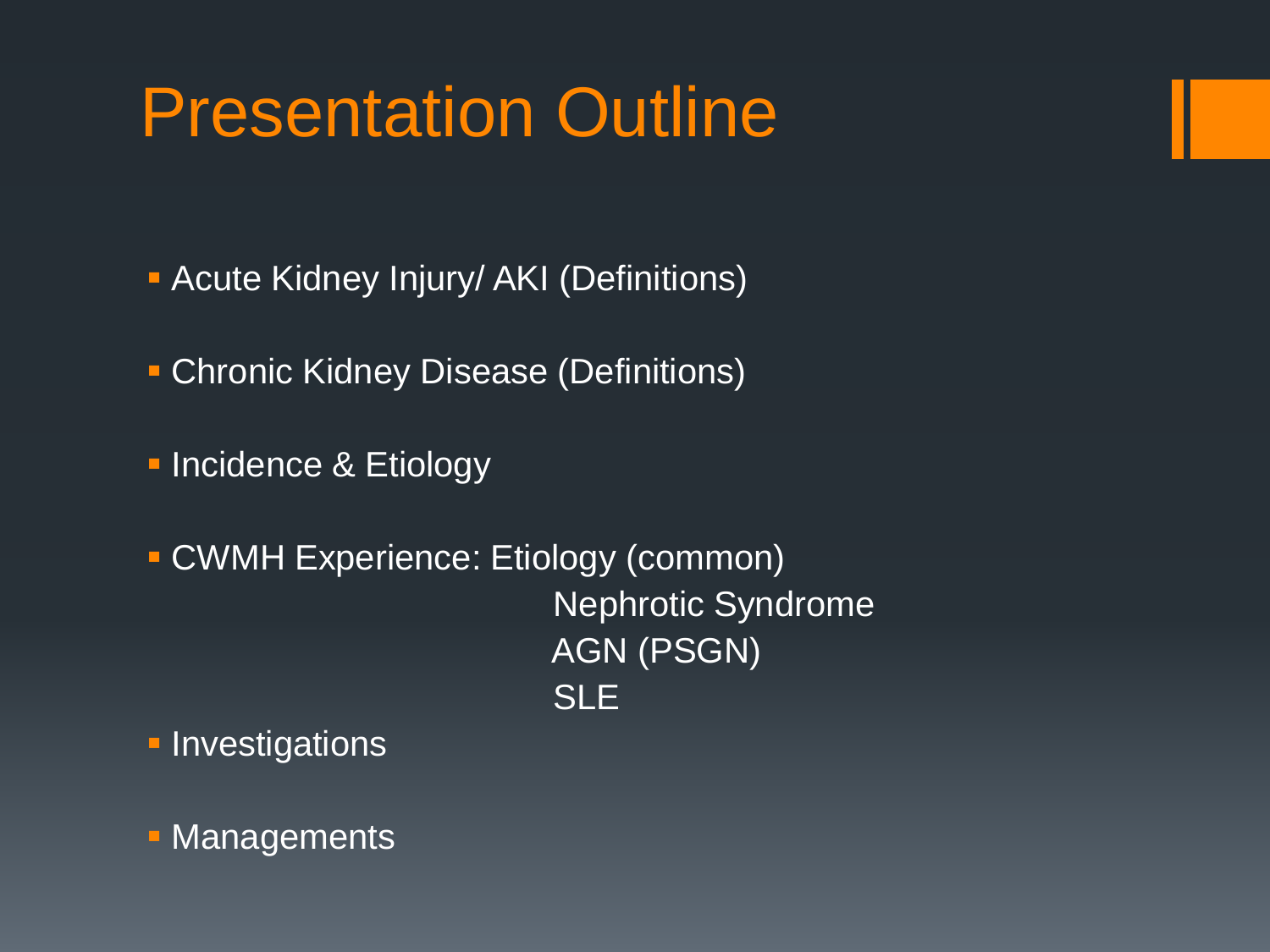# Presentation Outline

- Acute Kidney Injury/ AKI (Definitions)
- Chronic Kidney Disease (Definitions)
- Incidence & Etiology
- CWMH Experience: Etiology (common)
  - Nephrotic Syndrome
  - AGN (PSGN)
  - SLE
- Investigations
- Managements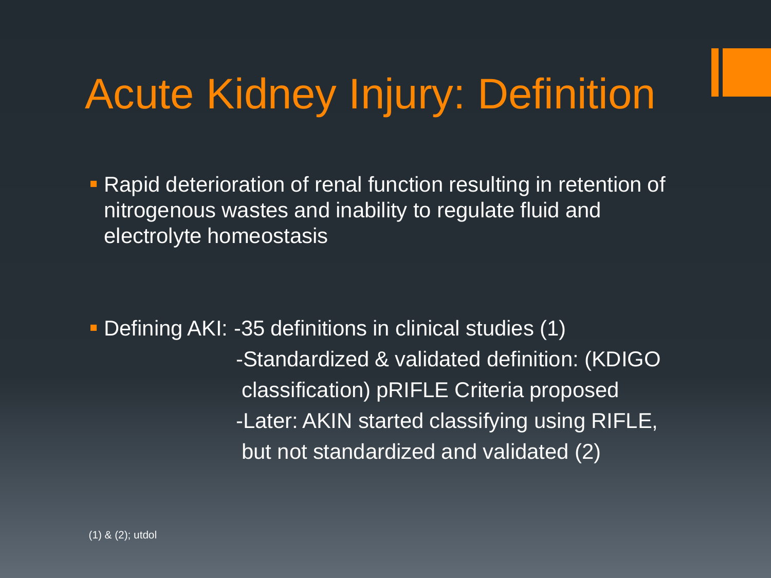# Acute Kidney Injury: Definition

- Rapid deterioration of renal function resulting in retention of nitrogenous wastes and inability to regulate fluid and electrolyte homeostasis

- Defining AKI: -35 definitions in clinical studies (1)
  -Standardized & validated definition: (KDIGO classification) pRIFLE Criteria proposed
  -Later: AKIN started classifying using RIFLE, but not standardized and validated (2)

(1) & (2); utdol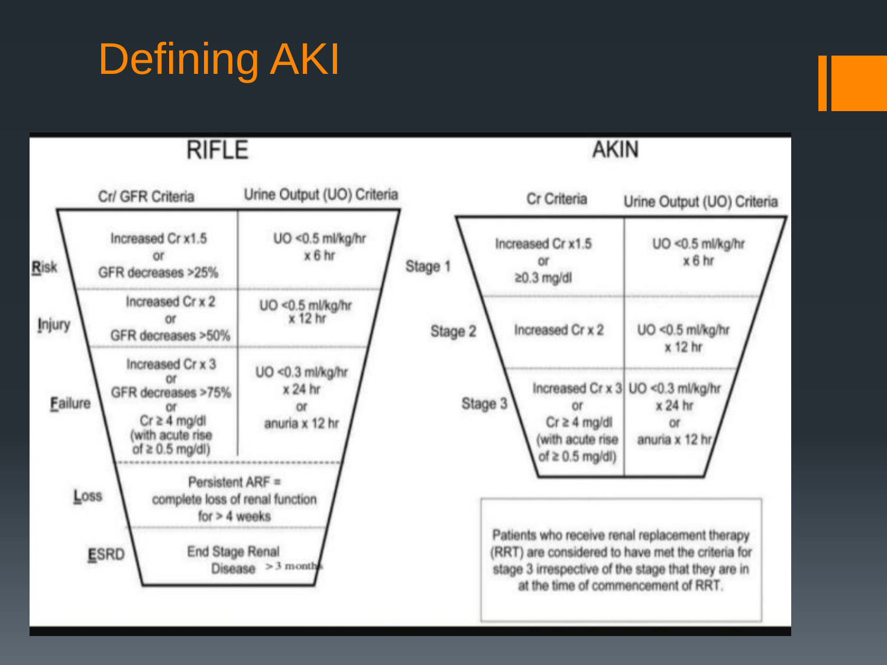# Defining AKI

## RIFLE

| | Cr/ GFR Criteria | Urine Output (UO) Criteria |
|---|---|---|
| Risk | Increased Cr x1.5 or GFR decreases >25% | UO <0.5 ml/kg/hr x 6 hr |
| Injury | Increased Cr x 2 or GFR decreases >50% | UO <0.5 ml/kg/hr x 12 hr |
| Failure | Increased Cr x 3 or GFR decreases >75% or Cr ≥ 4 mg/dl (with acute rise of ≥ 0.5 mg/dl) | UO <0.3 ml/kg/hr x 24 hr or anuria x 12 hr |
| Loss | Persistent ARF = complete loss of renal function for > 4 weeks | |
| ESRD | End Stage Renal Disease > 3 months | |

## AKIN

| | Cr Criteria | Urine Output (UO) Criteria |
|---|---|---|
| Stage 1 | Increased Cr x1.5 or ≥0.3 mg/dl | UO <0.5 ml/kg/hr x 6 hr |
| Stage 2 | Increased Cr x 2 | UO <0.5 ml/kg/hr x 12 hr |
| Stage 3 | Increased Cr x 3 or Cr ≥ 4 mg/dl (with acute rise of ≥ 0.5 mg/dl) | UO <0.3 ml/kg/hr x 24 hr or anuria x 12 hr |

Patients who receive renal replacement therapy (RRT) are considered to have met the criteria for stage 3 irrespective of the stage that they are in at the time of commencement of RRT.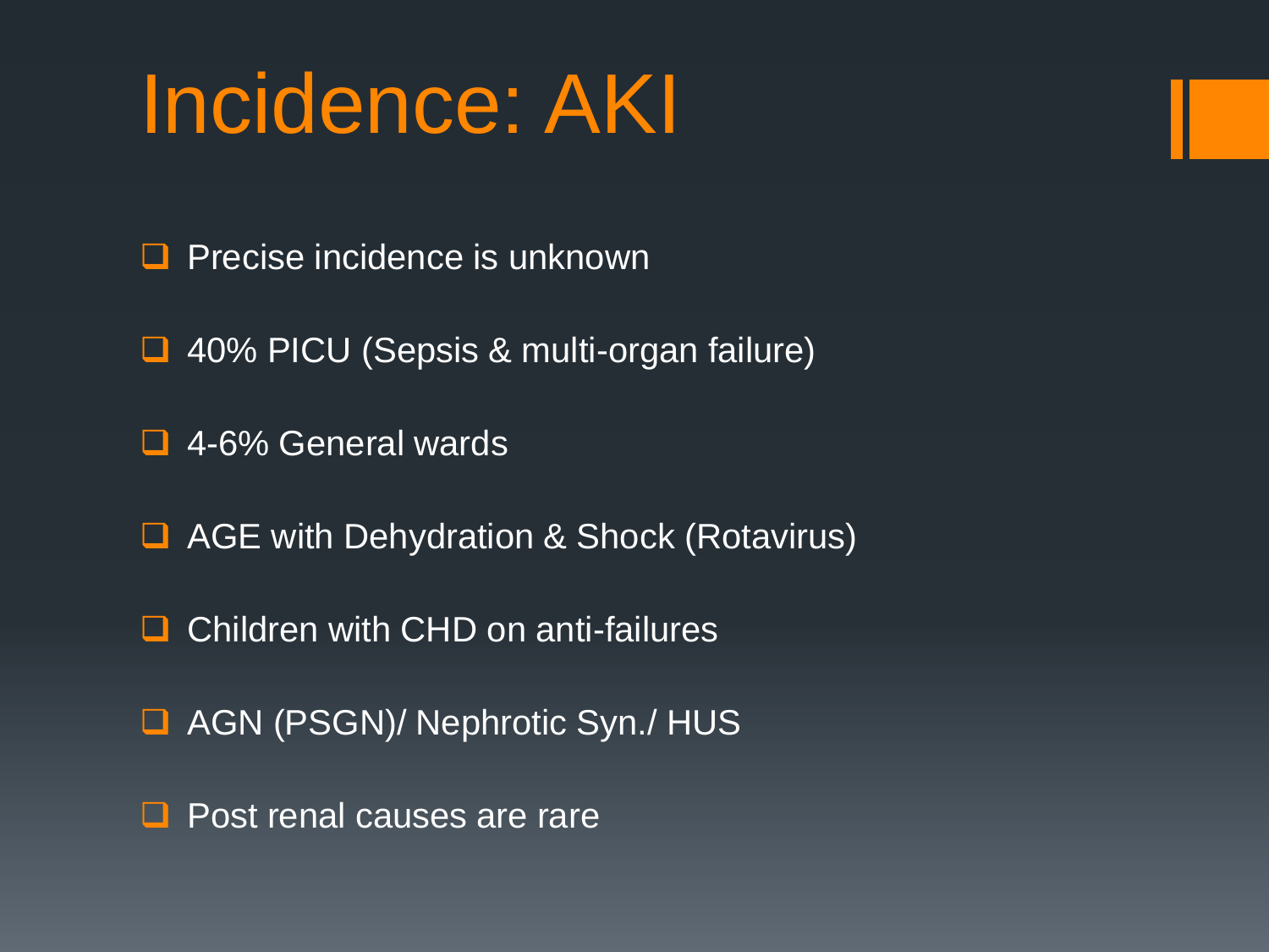# Incidence: AKI

- Precise incidence is unknown
- 40% PICU (Sepsis & multi-organ failure)
- 4-6% General wards
- AGE with Dehydration & Shock (Rotavirus)
- Children with CHD on anti-failures
- AGN (PSGN)/ Nephrotic Syn./ HUS
- Post renal causes are rare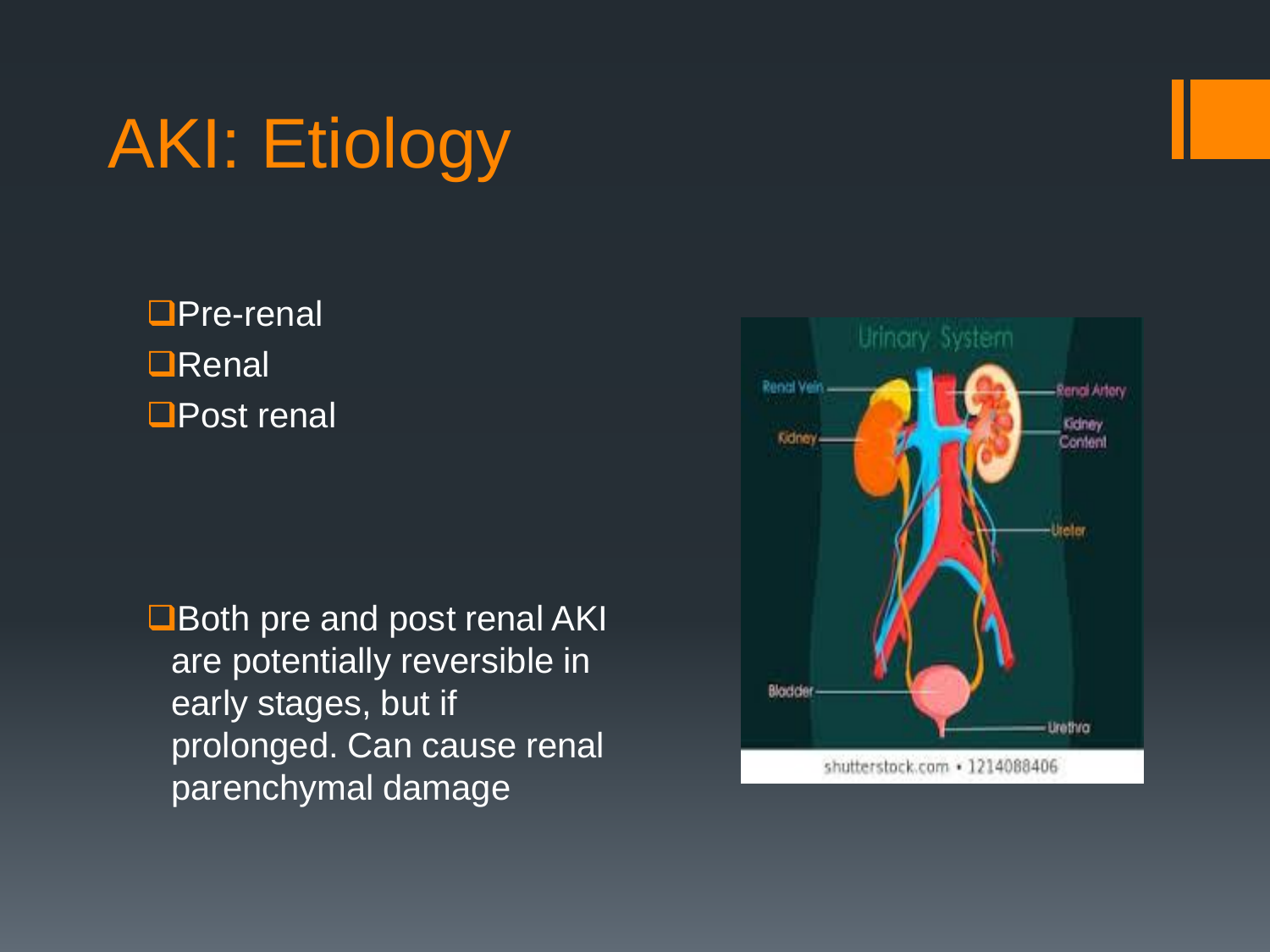# AKI: Etiology

- Pre-renal
- Renal
- Post renal

- Both pre and post renal AKI are potentially reversible in early stages, but if prolonged. Can cause renal parenchymal damage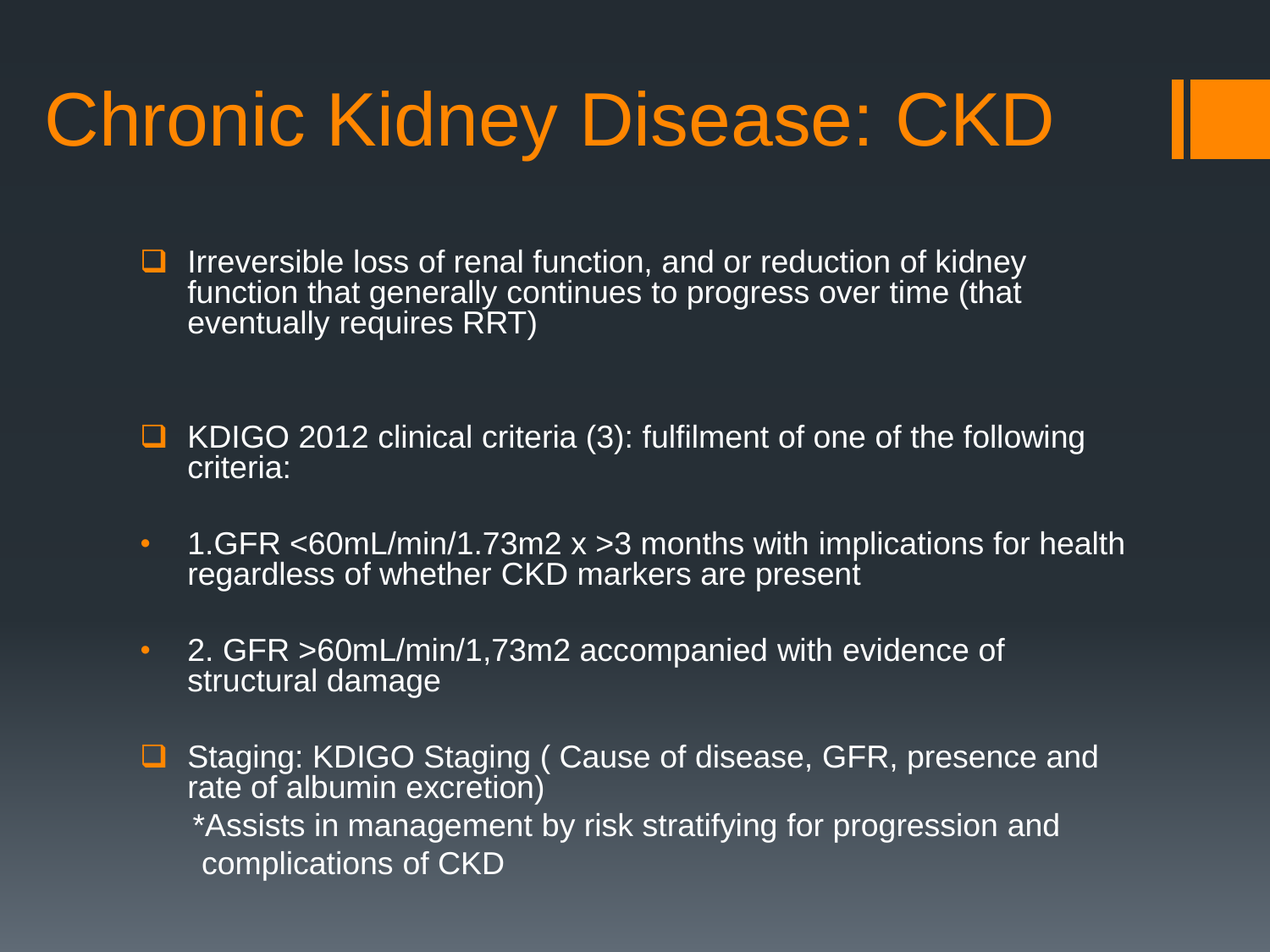# Chronic Kidney Disease: CKD

- Irreversible loss of renal function, and or reduction of kidney function that generally continues to progress over time (that eventually requires RRT)

- KDIGO 2012 clinical criteria (3): fulfilment of one of the following criteria:

  - 1.GFR <60mL/min/1.73m2 x >3 months with implications for health regardless of whether CKD markers are present

  - 2. GFR >60mL/min/1,73m2 accompanied with evidence of structural damage

- Staging: KDIGO Staging ( Cause of disease, GFR, presence and rate of albumin excretion)

  *Assists in management by risk stratifying for progression and complications of CKD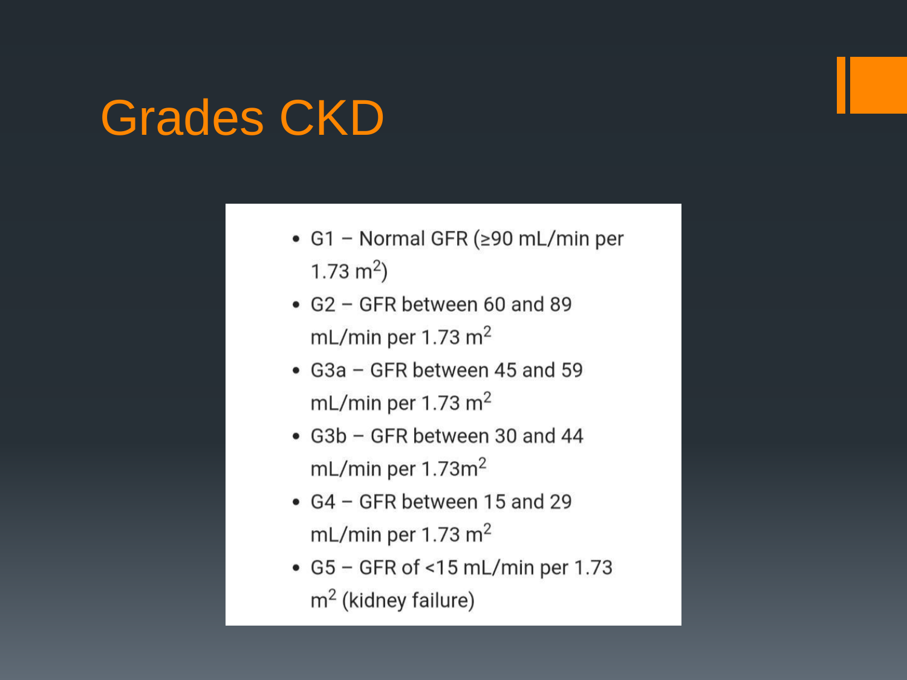# Grades CKD

- G1 – Normal GFR (≥90 mL/min per 1.73 $m^2$)
- G2 – GFR between 60 and 89 mL/min per 1.73 $m^2$
- G3a – GFR between 45 and 59 mL/min per 1.73 $m^2$
- G3b – GFR between 30 and 44 mL/min per 1.73$m^2$
- G4 – GFR between 15 and 29 mL/min per 1.73 $m^2$
- G5 – GFR of <15 mL/min per 1.73 $m^2$ (kidney failure)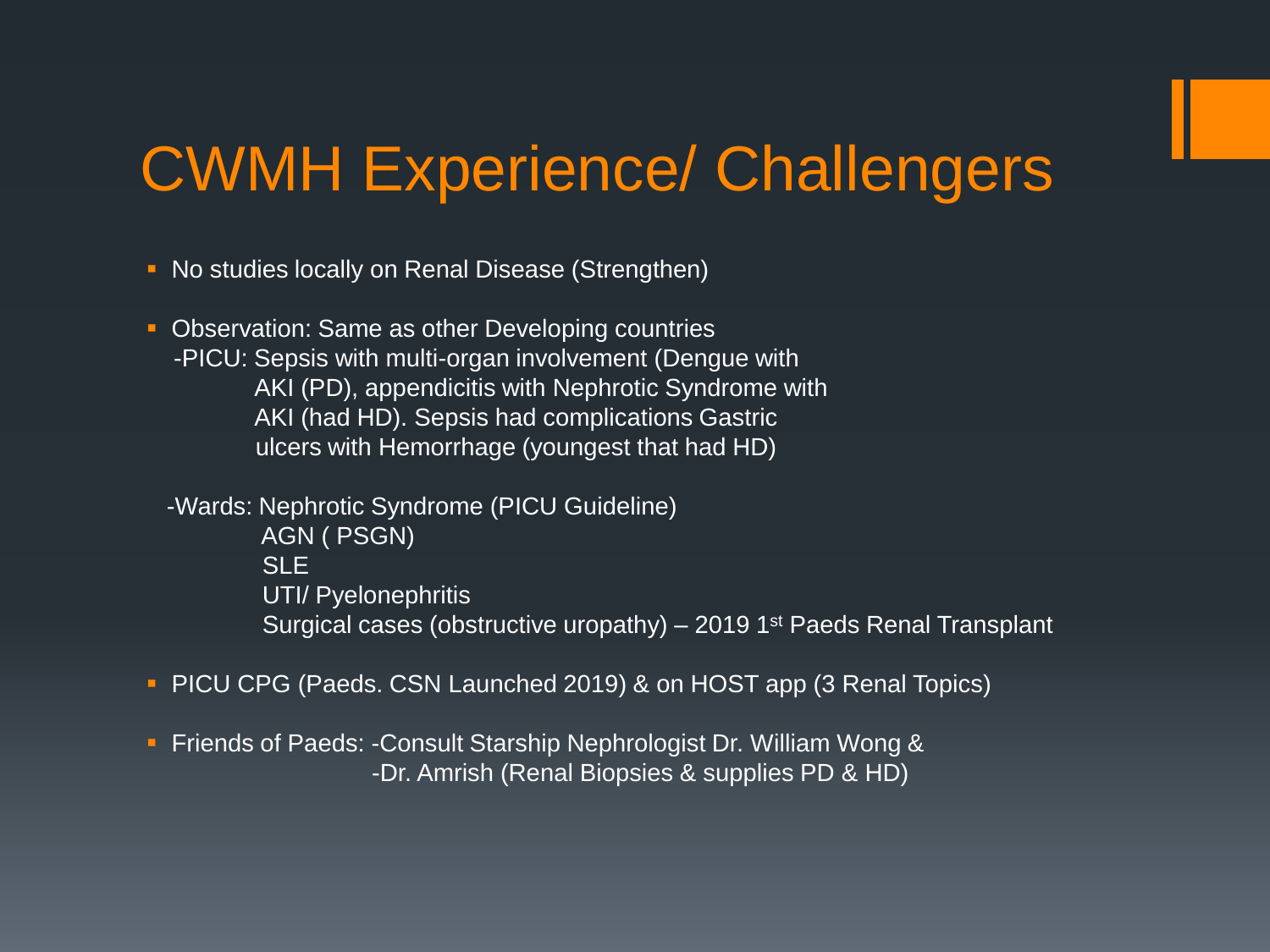# CWMH Experience/ Challengers

- No studies locally on Renal Disease (Strengthen)
- Observation: Same as other Developing countries
  - -PICU: Sepsis with multi-organ involvement (Dengue with AKI (PD), appendicitis with Nephrotic Syndrome with AKI (had HD). Sepsis had complications Gastric ulcers with Hemorrhage (youngest that had HD)
  - -Wards: Nephrotic Syndrome (PICU Guideline)
    - AGN ( PSGN)
    - SLE
    - UTI/ Pyelonephritis
    - Surgical cases (obstructive uropathy) – 2019 1st Paeds Renal Transplant
- PICU CPG (Paeds. CSN Launched 2019) & on HOST app (3 Renal Topics)
- Friends of Paeds: -Consult Starship Nephrologist Dr. William Wong &
  -Dr. Amrish (Renal Biopsies & supplies PD & HD)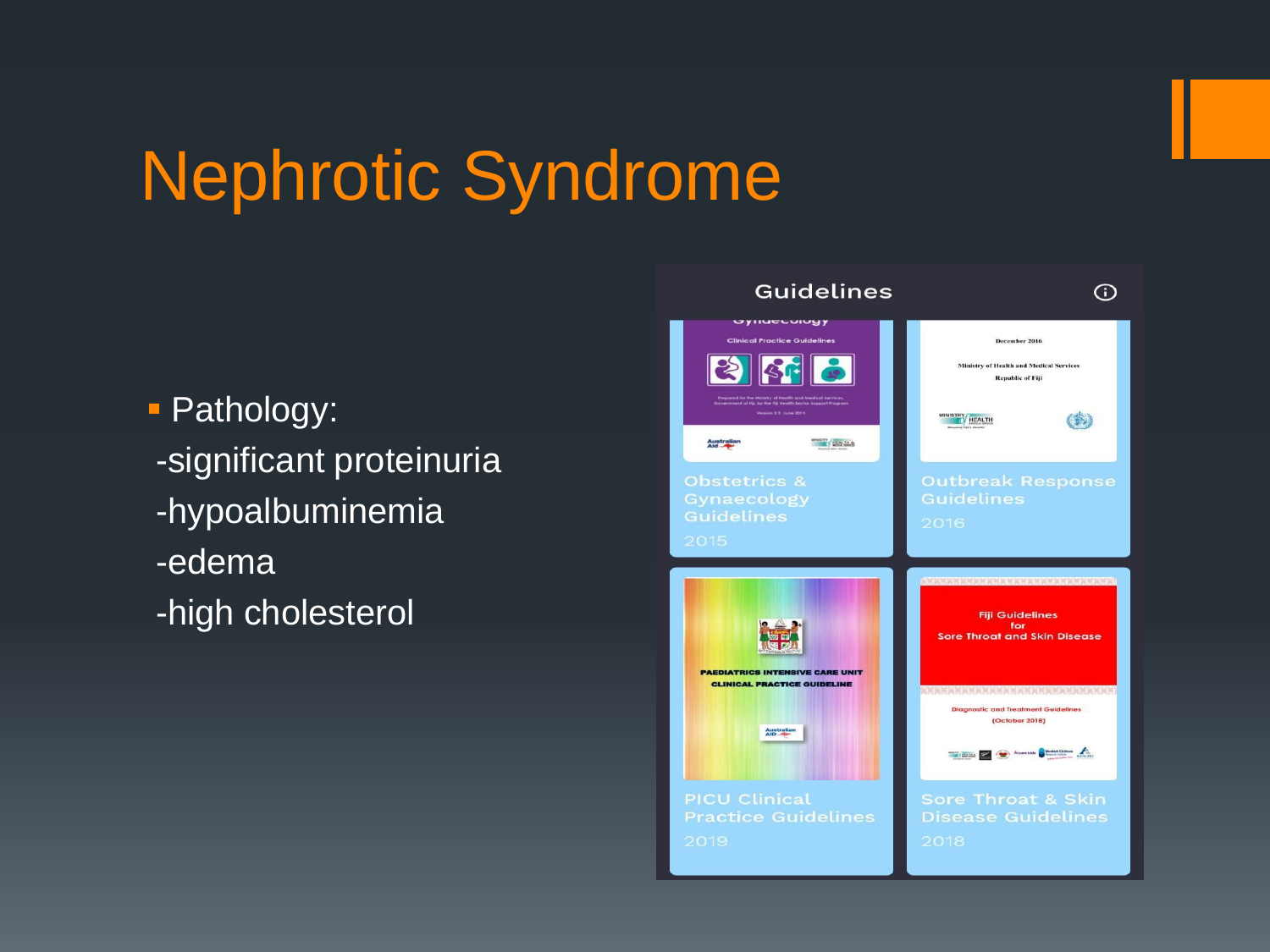# Nephrotic Syndrome

- Pathology:
  - -significant proteinuria
  - -hypoalbuminemia
  - -edema
  - -high cholesterol

Guidelines

Obstetrics & Gynaecology Guidelines
2015

Outbreak Response Guidelines
2016

PICU Clinical Practice Guidelines
2019

Sore Throat & Skin Disease Guidelines
2018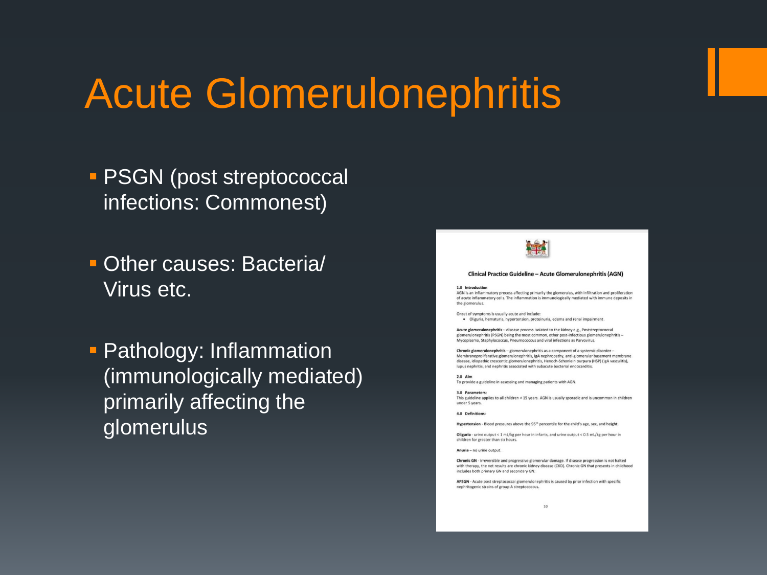# Acute Glomerulonephritis

- PSGN (post streptococcal infections: Commonest)
- Other causes: Bacteria/ Virus etc.
- Pathology: Inflammation (immunologically mediated) primarily affecting the glomerulus

**Clinical Practice Guideline – Acute Glomerulonephritis (AGN)**

**1.0 Introduction**

AGN is an inflammatory process affecting primarily the glomerulus, with infiltration and proliferation of acute inflammatory cells. The inflammation is immunologically mediated with immune deposits in the glomerulus.

Onset of symptoms is usually acute and include:

- Oliguria, hematuria, hypertension, proteinuria, edema and renal impairment.

**Acute glomerulonephritis** – disease process isolated to the kidney e.g., Poststreptococcal glomerulonephritis (PSGN) being the most common, other post-infectious glomerulonephritis – Mycoplasma, Staphylococcus, Pneumococcus and viral infections as Parvovirus.

**Chronic glomerulonephritis** – glomerulonephritis as a component of a systemic disorder – Membranoproliferative glomerulonephritis, IgA nephropathy, anti-glomerular basement membrane disease, idiopathic crescentic glomerulonephritis, Henoch-Schonlein purpura (HSP) (IgA vasculitis), lupus nephritis, and nephritis associated with subacute bacterial endocarditis.

**2.0 Aim**

To provide a guideline in assessing and managing patients with AGN.

**3.0 Parameters:**

This guideline applies to all children < 15 years. AGN is usually sporadic and is uncommon in children under 5 years.

**4.0 Definitions:**

**Hypertension** - Blood pressures above the 95th percentile for the child's age, sex, and height.

**Oliguria** - urine output < 1 mL/kg per hour in infants, and urine output < 0.5 mL/kg per hour in children for greater than six hours.

**Anuria** – no urine output.

**Chronic GN** - irreversible and progressive glomerular damage. If disease progression is not halted with therapy, the net results are chronic kidney disease (CKD). Chronic GN that presents in childhood includes both primary GN and secondary GN.

**APSGN** - Acute post streptococcal glomerulonephritis is caused by prior infection with specific nephritogenic strains of group A streptococcus.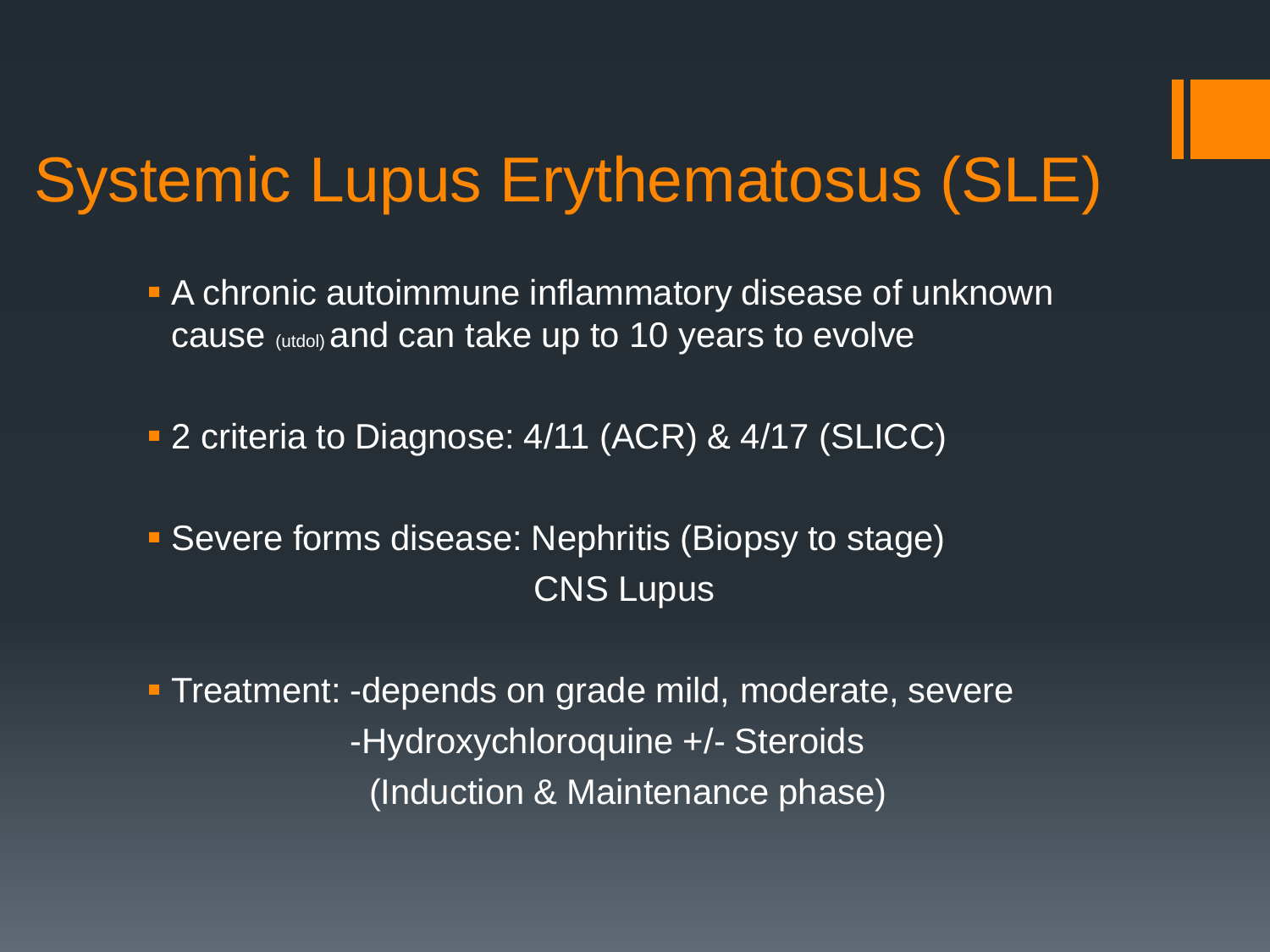# Systemic Lupus Erythematosus (SLE)

- A chronic autoimmune inflammatory disease of unknown cause (utdol) and can take up to 10 years to evolve
- 2 criteria to Diagnose: 4/11 (ACR) & 4/17 (SLICC)
- Severe forms disease: Nephritis (Biopsy to stage)
  CNS Lupus
- Treatment: -depends on grade mild, moderate, severe
  -Hydroxychloroquine +/- Steroids
  (Induction & Maintenance phase)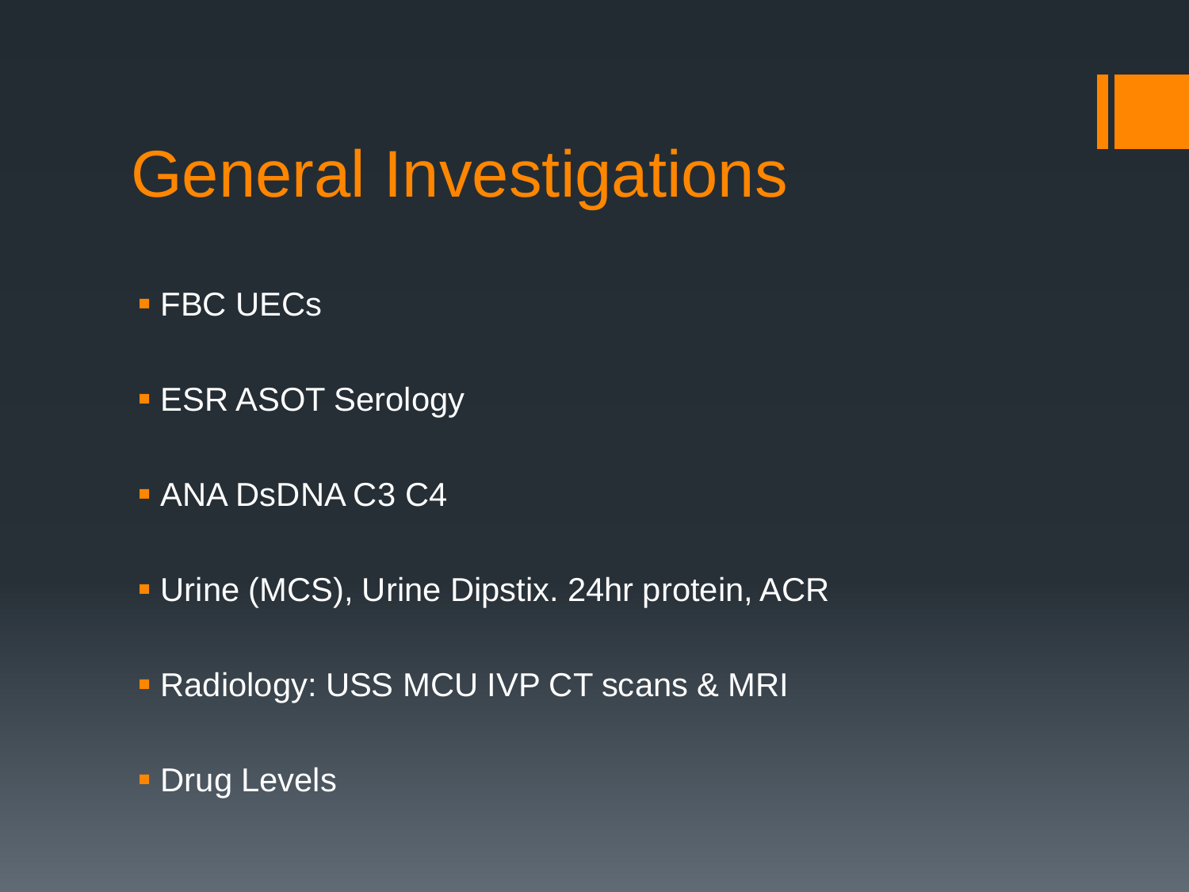# General Investigations

- FBC UECs
- ESR ASOT Serology
- ANA DsDNA C3 C4
- Urine (MCS), Urine Dipstix. 24hr protein, ACR
- Radiology: USS MCU IVP CT scans & MRI
- Drug Levels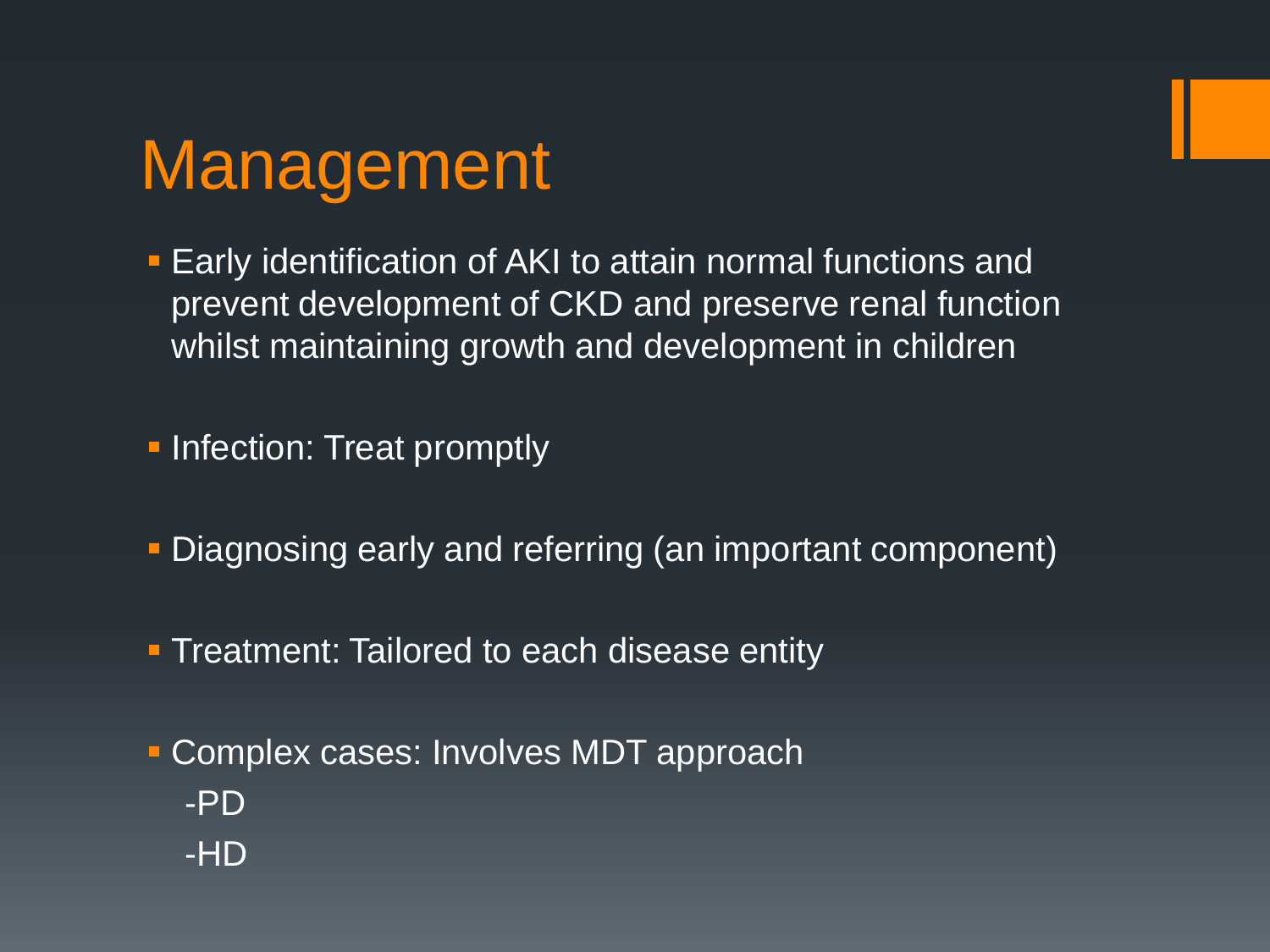# Management

- Early identification of AKI to attain normal functions and prevent development of CKD and preserve renal function whilst maintaining growth and development in children
- Infection: Treat promptly
- Diagnosing early and referring (an important component)
- Treatment: Tailored to each disease entity
- Complex cases: Involves MDT approach
  - -PD
  - -HD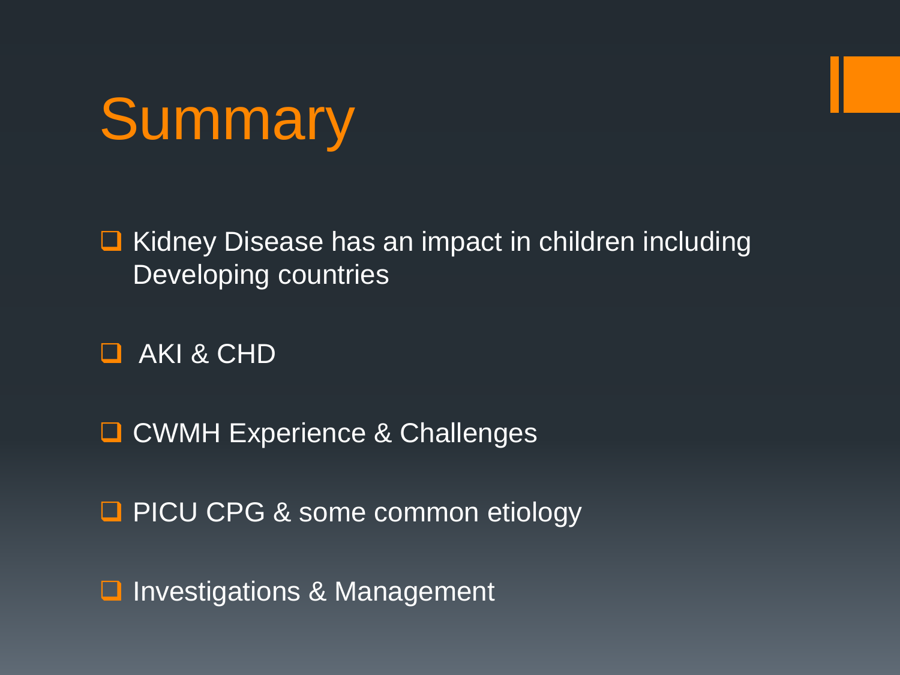# Summary

- Kidney Disease has an impact in children including Developing countries
- AKI & CHD
- CWMH Experience & Challenges
- PICU CPG & some common etiology
- Investigations & Management